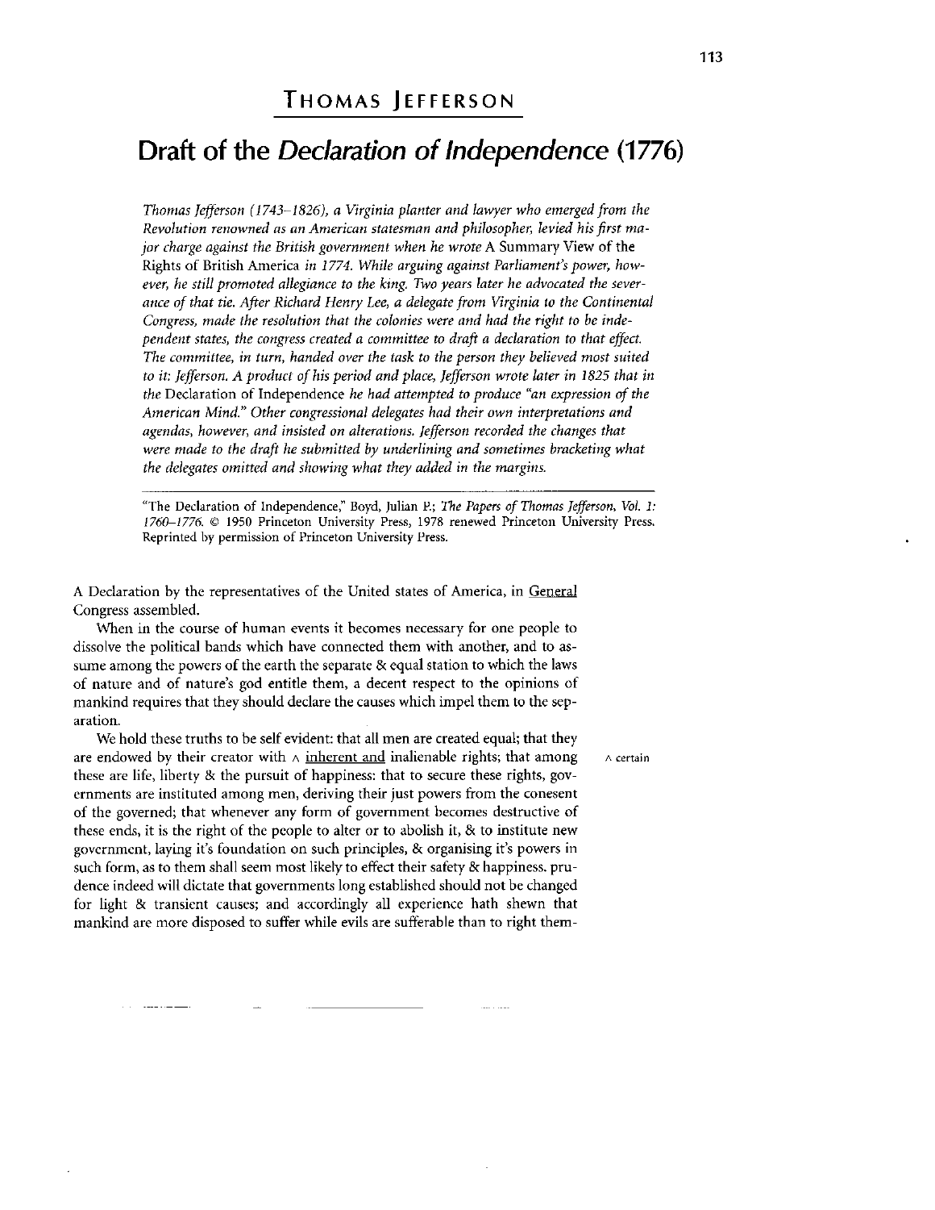## THOMAS JEFFERSON

# Draft of the *Declaration of Independence* (1776)

*Thomas Jefferson (1743–1826), a Virginia planter and lawyer who emerged from the Revolution renowned as an American statesman and philosopher, levied his first major charge against the British government when he wrote* A Summary View of the Rights of British America *in 1774. While arguing against Parliament's power, however, he still promoted allegiance to the king. Two years later he advocated the severance of that tie. After Richard Henry Lee, a delegate from Virginia to the Continental Congress, made the resolution that the colonies were and had the right to be independent states, the congress created a committee to draft a declaration to that effect. The committee, in turn, handed over the task to the person they believed most suited to it: Jefferson. A product of his period and place, Jefferson wrote later in 1825 that in the* Declaration of Independence *he had attempted to produce "an expression of the American Mind." Other congressional delegates had their own interpretations and agendas, however, and insisted on alterations. Jefferson recorded the changes that were made to the draft he submitted by underlining and sometimes bracketing what the delegates omitted and showing what they added in the margins.*

"The Declaration of Independence," Boyd, Julian P.; *The Papers of Thomas Jefferson, Vol. 1: 1760–1776.* © 1950 Princeton University Press, 1978 renewed Princeton University Press. Reprinted by permission of Princeton University Press.

A Declaration by the representatives of the United states of America, in <u>General</u> Congress assembled.

When in the course of human events it becomes necessary for one people to dissolve the political bands which have connected them with another, and to assume among the powers of the earth the separate & equal station to which the laws of nature and of nature's god entitle them, a decent respect to the opinions of mankind requires that they should declare the causes which impel them to the separation.

We hold these truths to be self evident: that all men are created equal; that they are endowed by their creator with ^ <u>inherent and</u> inalienable rights; that among these are life, liberty & the pursuit of happiness: that to secure these rights, governments are instituted among men, deriving their just powers from the consent of the governed; that whenever any form of government becomes destructive of these ends, it is the right of the people to alter or to abolish it, & to institute new government, laying it's foundation on such principles, & organising it's powers in such form, as to them shall seem most likely to effect their safety & happiness. prudence indeed will dictate that governments long established should not be changed for light & transient causes; and accordingly all experience hath shewn that mankind are more disposed to suffer while evils are sufferable than to right them-

^ certain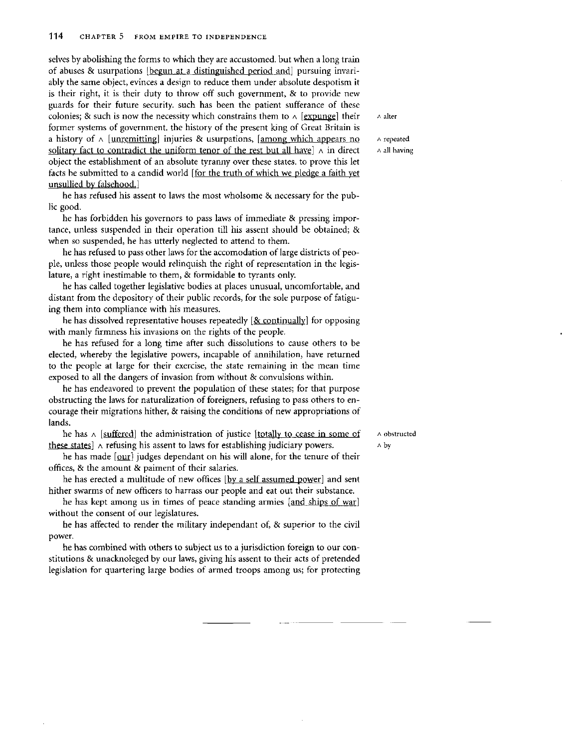selves by abolishing the forms to which they are accustomed. but when a long train of abuses & usurpations [begun at a distinguished period and] pursuing invariably the same object, evinces a design to reduce them under absolute despotism it is their right, it is their duty to throw off such government, & to provide new guards for their future security. such has been the patient sufferance of these colonies; & such is now the necessity which constrains them to ∧ [expunge] their former systems of government. the history of the present king of Great Britain is a history of ∧ [unremitting] injuries & usurpations, [among which appears no solitary fact to contradict the uniform tenor of the rest but all have] ∧ in direct object the establishment of an absolute tyranny over these states. to prove this let facts be submitted to a candid world [for the truth of which we pledge a faith yet unsullied by falsehood.]

∧ alter
∧ repeated
∧ all having

he has refused his assent to laws the most wholsome & necessary for the public good.

he has forbidden his governors to pass laws of immediate & pressing importance, unless suspended in their operation till his assent should be obtained; & when so suspended, he has utterly neglected to attend to them.

he has refused to pass other laws for the accomodation of large districts of people, unless those people would relinquish the right of representation in the legislature, a right inestimable to them, & formidable to tyrants only.

he has called together legislative bodies at places unusual, uncomfortable, and distant from the depository of their public records, for the sole purpose of fatiguing them into compliance with his measures.

he has dissolved representative houses repeatedly [& continually] for opposing with manly firmness his invasions on the rights of the people.

he has refused for a long time after such dissolutions to cause others to be elected, whereby the legislative powers, incapable of annihilation, have returned to the people at large for their exercise, the state remaining in the mean time exposed to all the dangers of invasion from without & convulsions within.

he has endeavored to prevent the population of these states; for that purpose obstructing the laws for naturalization of foreigners, refusing to pass others to encourage their migrations hither, & raising the conditions of new appropriations of lands.

he has ∧ [suffered] the administration of justice [totally to cease in some of these states] ∧ refusing his assent to laws for establishing judiciary powers.

∧ obstructed
∧ by

he has made [our] judges dependant on his will alone, for the tenure of their offices, & the amount & paiment of their salaries.

he has erected a multitude of new offices [by a self assumed power] and sent hither swarms of new officers to harrass our people and eat out their substance.

he has kept among us in times of peace standing armies [and ships of war] without the consent of our legislatures.

he has affected to render the military independant of, & superior to the civil power.

he has combined with others to subject us to a jurisdiction foreign to our constitutions & unacknoleged by our laws, giving his assent to their acts of pretended legislation for quartering large bodies of armed troops among us; for protecting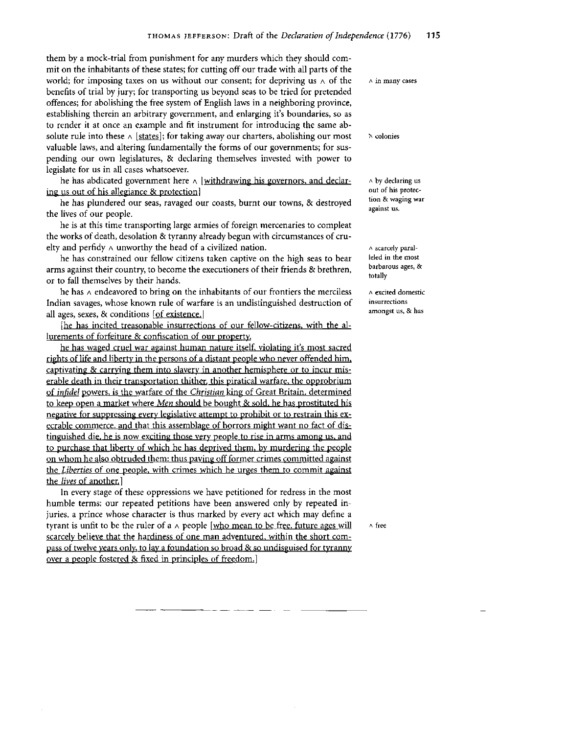them by a mock-trial from punishment for any murders which they should commit on the inhabitants of these states; for cutting off our trade with all parts of the world; for imposing taxes on us without our consent; for depriving us ∧ of the benefits of trial by jury; for transporting us beyond seas to be tried for pretended offences; for abolishing the free system of English laws in a neighboring province, establishing therein an arbitrary government, and enlarging it's boundaries, so as to render it at once an example and fit instrument for introducing the same absolute rule into these ∧ [states]; for taking away our charters, abolishing our most valuable laws, and altering fundamentally the forms of our governments; for suspending our own legislatures, & declaring themselves invested with power to legislate for us in all cases whatsoever.

∧ in many cases

∧ colonies

he has abdicated government here ∧ [withdrawing his governors, and declaring us out of his allegiance & protection]

∧ by declaring us out of his protection & waging war against us.

he has plundered our seas, ravaged our coasts, burnt our towns, & destroyed the lives of our people.

he is at this time transporting large armies of foreign mercenaries to compleat the works of death, desolation & tyranny already begun with circumstances of cruelty and perfidy ∧ unworthy the head of a civilized nation.

∧ scarcely paralleled in the most barbarous ages, & totally

he has constrained our fellow citizens taken captive on the high seas to bear arms against their country, to become the executioners of their friends & brethren, or to fall themselves by their hands.

he has ∧ endeavored to bring on the inhabitants of our frontiers the merciless Indian savages, whose known rule of warfare is an undistinguished destruction of all ages, sexes, & conditions [of existence.]

∧ excited domestic insurrections amongst us, & has

[he has incited treasonable insurrections of our fellow-citizens, with the allurements of forfeiture & confiscation of our property.

he has waged cruel war against human nature itself, violating it's most sacred rights of life and liberty in the persons of a distant people who never offended him, captivating & carrying them into slavery in another hemisphere or to incur miserable death in their transportation thither. this piratical warfare, the opprobrium of *infidel* powers, is the warfare of the *Christian* king of Great Britain. determined to keep open a market where *Men* should be bought & sold, he has prostituted his negative for suppressing every legislative attempt to prohibit or to restrain this execrable commerce. and that this assemblage of horrors might want no fact of distinguished die, he is now exciting those very people to rise in arms among us, and to purchase that liberty of which he has deprived them, by murdering the people on whom he also obtruded them: thus paying off former crimes committed against the *Liberties* of one people, with crimes which he urges them to commit against the *lives* of another.]

In every stage of these oppressions we have petitioned for redress in the most humble terms: our repeated petitions have been answered only by repeated injuries. a prince whose character is thus marked by every act which may define a tyrant is unfit to be the ruler of a ∧ people [who mean to be free. future ages will scarcely believe that the hardiness of one man adventured, within the short compass of twelve years only, to lay a foundation so broad & so undisguised for tyranny over a people fostered & fixed in principles of freedom.]

∧ free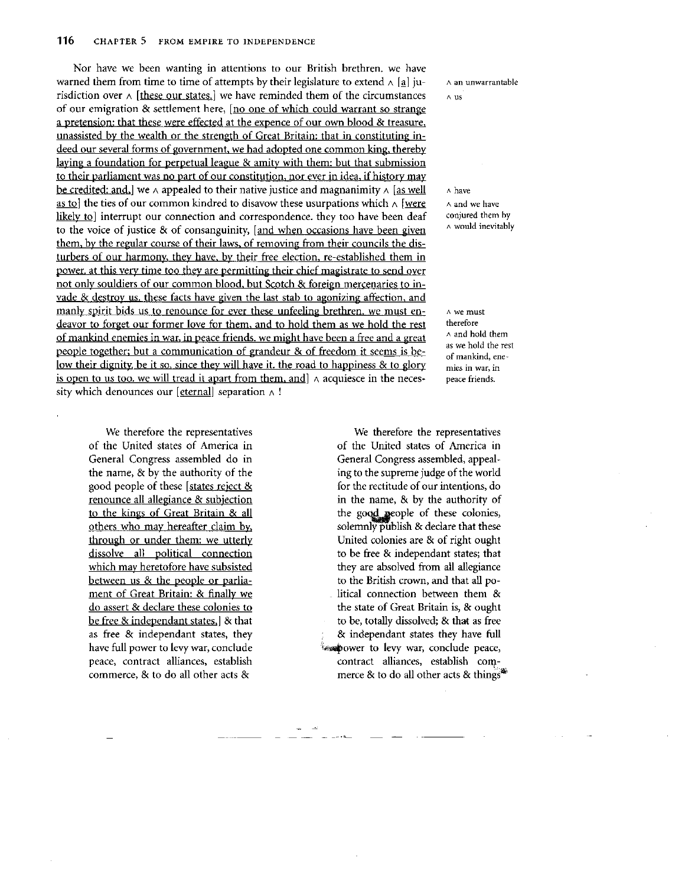Nor have we been wanting in attentions to our British brethren. we have warned them from time to time of attempts by their legislature to extend ^ [a] jurisdiction over ^ [these our states.] we have reminded them of the circumstances of our emigration & settlement here, [no one of which could warrant so strange a pretension: that these were effected at the expence of our own blood & treasure, unassisted by the wealth or the strength of Great Britain: that in constituting indeed our several forms of government, we had adopted one common king, thereby laying a foundation for perpetual league & amity with them: but that submission to their parliament was no part of our constitution, nor ever in idea, if history may be credited: and,] we ^ appealed to their native justice and magnanimity ^ [as well as to] the ties of our common kindred to disavow these usurpations which ^ [were likely to] interrupt our connection and correspondence. they too have been deaf to the voice of justice & of consanguinity, [and when occasions have been given them, by the regular course of their laws, of removing from their councils the disturbers of our harmony, they have, by their free election, re-established them in power. at this very time too they are permitting their chief magistrate to send over not only souldiers of our common blood, but Scotch & foreign mercenaries to invade & destroy us. these facts have given the last stab to agonizing affection, and manly spirit bids us to renounce for ever these unfeeling brethren. we must endeavor to forget our former love for them, and to hold them as we hold the rest of mankind enemies in war, in peace friends. we might have been a free and a great people together; but a communication of grandeur & of freedom it seems is below their dignity. be it so, since they will have it. the road to happiness & to glory is open to us too. we will tread it apart from them, and] ^ acquiesce in the necessity which denounces our [eternal] separation ^ !

^ an unwarrantable

^ us

^ have

^ and we have conjured them by

^ would inevitably

^ we must therefore

^ and hold them as we hold the rest of mankind, enemies in war, in peace friends.

We therefore the representatives of the United states of America in General Congress assembled do in the name, & by the authority of the good people of these [states reject & renounce all allegiance & subjection to the kings of Great Britain & all others who may hereafter claim by, through or under them: we utterly dissolve all political connection which may heretofore have subsisted between us & the people or parliament of Great Britain: & finally we do assert & declare these colonies to be free & independant states,] & that as free & independant states, they have full power to levy war, conclude peace, contract alliances, establish commerce, & to do all other acts &

We therefore the representatives of the United states of America in General Congress assembled, appealing to the supreme judge of the world for the rectitude of our intentions, do in the name, & by the authority of the good people of these colonies, solemnly publish & declare that these United colonies are & of right ought to be free & independant states; that they are absolved from all allegiance to the British crown, and that all political connection between them & the state of Great Britain is, & ought to be, totally dissolved; & that as free & independant states they have full power to levy war, conclude peace, contract alliances, establish commerce & to do all other acts & things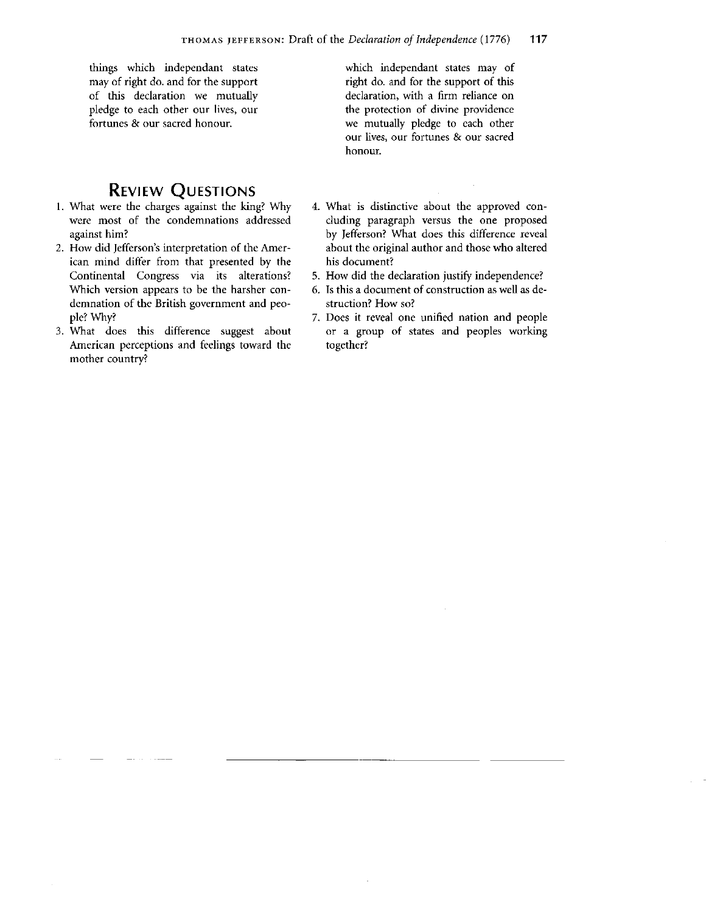things which independant states may of right do. and for the support of this declaration we mutually pledge to each other our lives, our fortunes & our sacred honour.

which independant states may of right do. and for the support of this declaration, with a firm reliance on the protection of divine providence we mutually pledge to each other our lives, our fortunes & our sacred honour.

## Review Questions

1. What were the charges against the king? Why were most of the condemnations addressed against him?
2. How did Jefferson's interpretation of the American mind differ from that presented by the Continental Congress via its alterations? Which version appears to be the harsher condemnation of the British government and people? Why?
3. What does this difference suggest about American perceptions and feelings toward the mother country?
4. What is distinctive about the approved concluding paragraph versus the one proposed by Jefferson? What does this difference reveal about the original author and those who altered his document?
5. How did the declaration justify independence?
6. Is this a document of construction as well as destruction? How so?
7. Does it reveal one unified nation and people or a group of states and peoples working together?